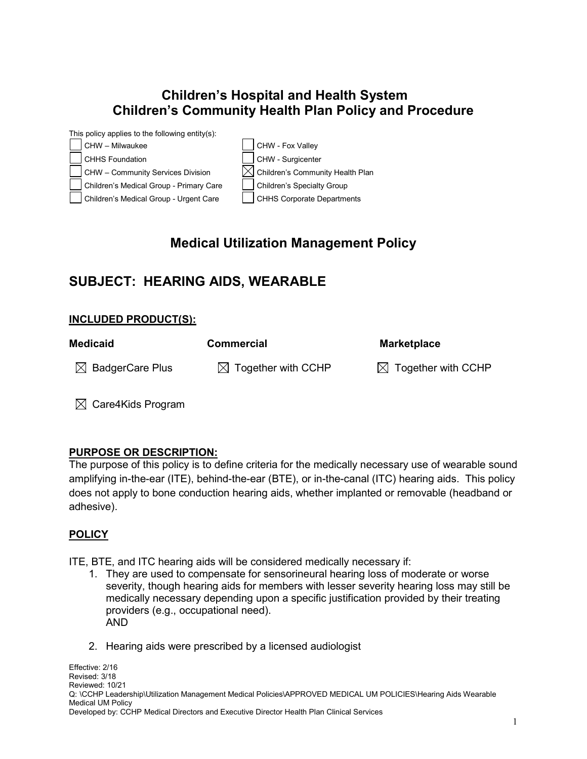# Children's Hospital and Health System
# Children's Community Health Plan Policy and Procedure

This policy applies to the following entity(s):

- [ ] CHW – Milwaukee
- [ ] CHHS Foundation
- [ ] CHW – Community Services Division
- [ ] Children's Medical Group - Primary Care
- [ ] Children's Medical Group - Urgent Care
- [ ] CHW - Fox Valley
- [ ] CHW - Surgicenter
- [x] Children's Community Health Plan
- [ ] Children's Specialty Group
- [ ] CHHS Corporate Departments

## Medical Utilization Management Policy

## SUBJECT: HEARING AIDS, WEARABLE

**INCLUDED PRODUCT(S):**

| **Medicaid** | **Commercial** | **Marketplace** |
| --- | --- | --- |
| ☒ BadgerCare Plus | ☒ Together with CCHP | ☒ Together with CCHP |
| ☒ Care4Kids Program | | |

**PURPOSE OR DESCRIPTION:**

The purpose of this policy is to define criteria for the medically necessary use of wearable sound amplifying in-the-ear (ITE), behind-the-ear (BTE), or in-the-canal (ITC) hearing aids. This policy does not apply to bone conduction hearing aids, whether implanted or removable (headband or adhesive).

**POLICY**

ITE, BTE, and ITC hearing aids will be considered medically necessary if:

1. They are used to compensate for sensorineural hearing loss of moderate or worse severity, though hearing aids for members with lesser severity hearing loss may still be medically necessary depending upon a specific justification provided by their treating providers (e.g., occupational need).
   AND

2. Hearing aids were prescribed by a licensed audiologist

Effective: 2/16
Revised: 3/18
Reviewed: 10/21
Q: \CCHP Leadership\Utilization Management Medical Policies\APPROVED MEDICAL UM POLICIES\Hearing Aids Wearable Medical UM Policy
Developed by: CCHP Medical Directors and Executive Director Health Plan Clinical Services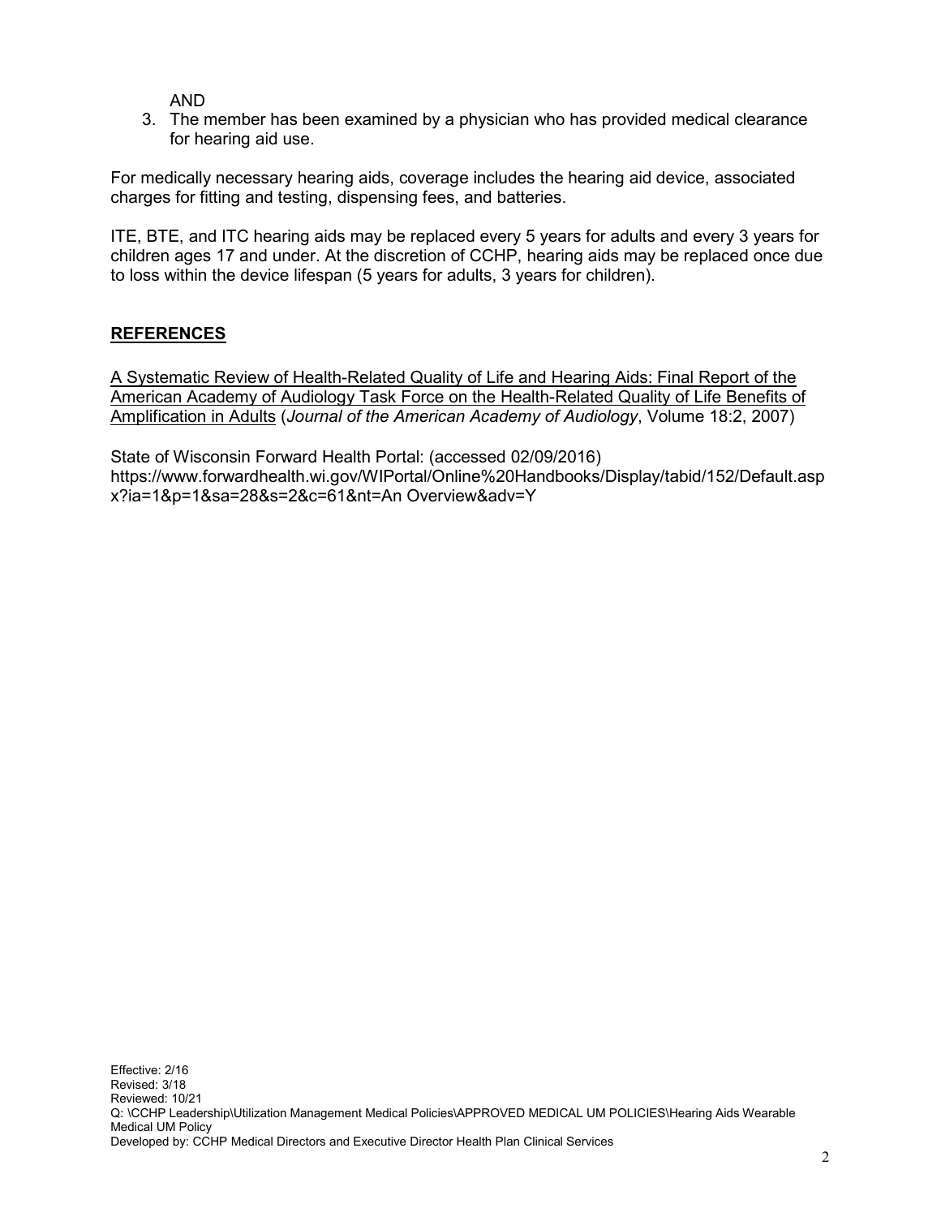AND

3. The member has been examined by a physician who has provided medical clearance for hearing aid use.

For medically necessary hearing aids, coverage includes the hearing aid device, associated charges for fitting and testing, dispensing fees, and batteries.

ITE, BTE, and ITC hearing aids may be replaced every 5 years for adults and every 3 years for children ages 17 and under. At the discretion of CCHP, hearing aids may be replaced once due to loss within the device lifespan (5 years for adults, 3 years for children).

## REFERENCES

A Systematic Review of Health-Related Quality of Life and Hearing Aids: Final Report of the American Academy of Audiology Task Force on the Health-Related Quality of Life Benefits of Amplification in Adults (*Journal of the American Academy of Audiology*, Volume 18:2, 2007)

State of Wisconsin Forward Health Portal: (accessed 02/09/2016)
https://www.forwardhealth.wi.gov/WIPortal/Online%20Handbooks/Display/tabid/152/Default.aspx?ia=1&p=1&sa=28&s=2&c=61&nt=An Overview&adv=Y

Effective: 2/16
Revised: 3/18
Reviewed: 10/21
Q: \CCHP Leadership\Utilization Management Medical Policies\APPROVED MEDICAL UM POLICIES\Hearing Aids Wearable Medical UM Policy
Developed by: CCHP Medical Directors and Executive Director Health Plan Clinical Services